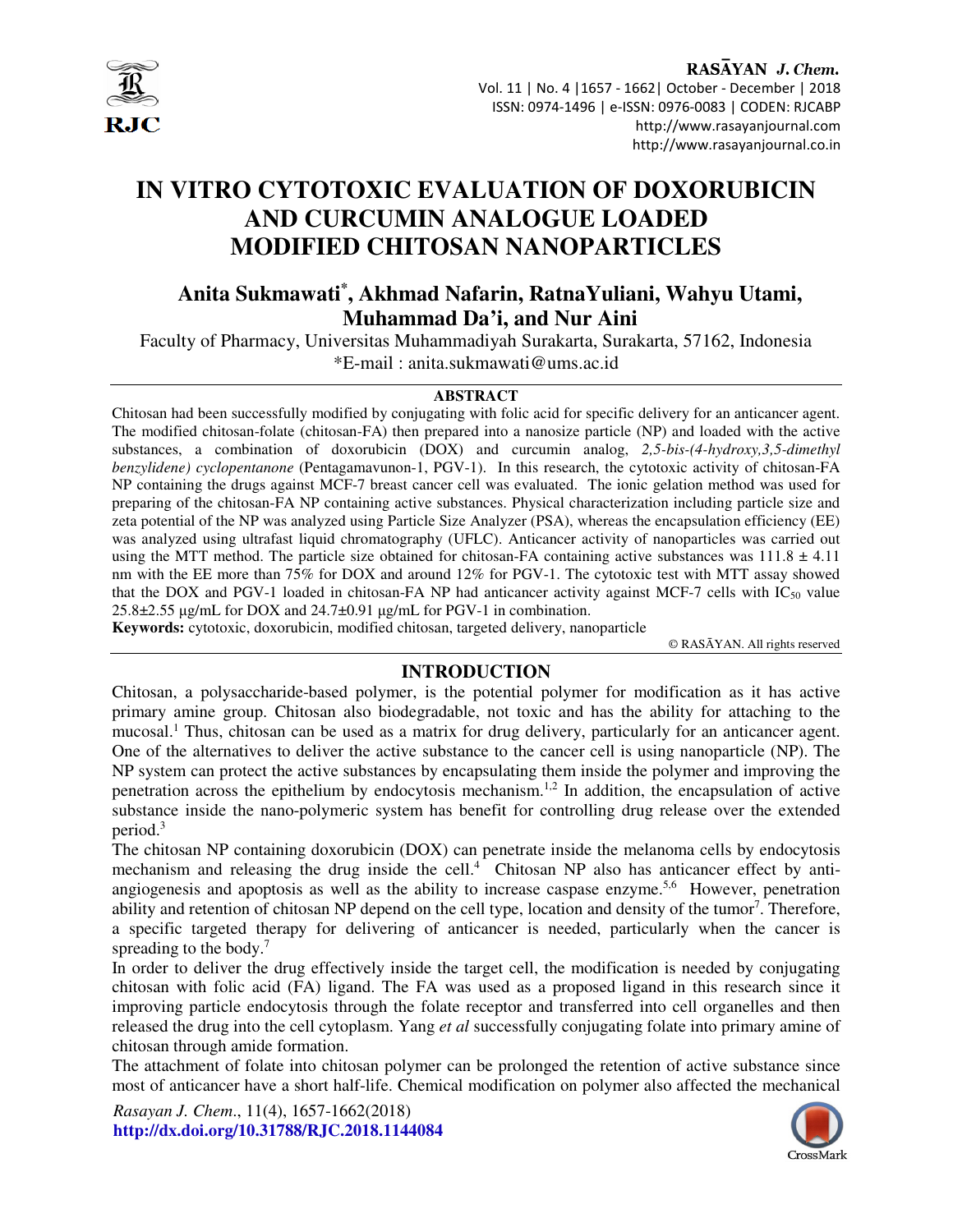# IN VITRO CYTOTOXIC EVALUATION OF DOXORUBICIN AND CURCUMIN ANALOGUE LOADED MODIFIED CHITOSAN NANOPARTICLES

**Anita Sukmawati*, Akhmad Nafarin, RatnaYuliani, Wahyu Utami, Muhammad Da'i, and Nur Aini**

Faculty of Pharmacy, Universitas Muhammadiyah Surakarta, Surakarta, 57162, Indonesia

*E-mail : anita.sukmawati@ums.ac.id

## ABSTRACT

Chitosan had been successfully modified by conjugating with folic acid for specific delivery for an anticancer agent. The modified chitosan-folate (chitosan-FA) then prepared into a nanosize particle (NP) and loaded with the active substances, a combination of doxorubicin (DOX) and curcumin analog, *2,5-bis-(4-hydroxy,3,5-dimethyl benzylidene) cyclopentanone* (Pentagamavunon-1, PGV-1). In this research, the cytotoxic activity of chitosan-FA NP containing the drugs against MCF-7 breast cancer cell was evaluated. The ionic gelation method was used for preparing of the chitosan-FA NP containing active substances. Physical characterization including particle size and zeta potential of the NP was analyzed using Particle Size Analyzer (PSA), whereas the encapsulation efficiency (EE) was analyzed using ultrafast liquid chromatography (UFLC). Anticancer activity of nanoparticles was carried out using the MTT method. The particle size obtained for chitosan-FA containing active substances was 111.8 ± 4.11 nm with the EE more than 75% for DOX and around 12% for PGV-1. The cytotoxic test with MTT assay showed that the DOX and PGV-1 loaded in chitosan-FA NP had anticancer activity against MCF-7 cells with $IC_{50}$ value 25.8±2.55 µg/mL for DOX and 24.7±0.91 µg/mL for PGV-1 in combination.

**Keywords:** cytotoxic, doxorubicin, modified chitosan, targeted delivery, nanoparticle

© RASĀYAN. All rights reserved

## INTRODUCTION

Chitosan, a polysaccharide-based polymer, is the potential polymer for modification as it has active primary amine group. Chitosan also biodegradable, not toxic and has the ability for attaching to the mucosal.[1] Thus, chitosan can be used as a matrix for drug delivery, particularly for an anticancer agent. One of the alternatives to deliver the active substance to the cancer cell is using nanoparticle (NP). The NP system can protect the active substances by encapsulating them inside the polymer and improving the penetration across the epithelium by endocytosis mechanism.[1,2] In addition, the encapsulation of active substance inside the nano-polymeric system has benefit for controlling drug release over the extended period.[3]

The chitosan NP containing doxorubicin (DOX) can penetrate inside the melanoma cells by endocytosis mechanism and releasing the drug inside the cell.[4] Chitosan NP also has anticancer effect by anti-angiogenesis and apoptosis as well as the ability to increase caspase enzyme.[5,6] However, penetration ability and retention of chitosan NP depend on the cell type, location and density of the tumor[7]. Therefore, a specific targeted therapy for delivering of anticancer is needed, particularly when the cancer is spreading to the body.[7]

In order to deliver the drug effectively inside the target cell, the modification is needed by conjugating chitosan with folic acid (FA) ligand. The FA was used as a proposed ligand in this research since it improving particle endocytosis through the folate receptor and transferred into cell organelles and then released the drug into the cell cytoplasm. Yang *et al* successfully conjugating folate into primary amine of chitosan through amide formation.

The attachment of folate into chitosan polymer can be prolonged the retention of active substance since most of anticancer have a short half-life. Chemical modification on polymer also affected the mechanical

*Rasayan J. Chem.*, 11(4), 1657-1662(2018)
**http://dx.doi.org/10.31788/RJC.2018.1144084**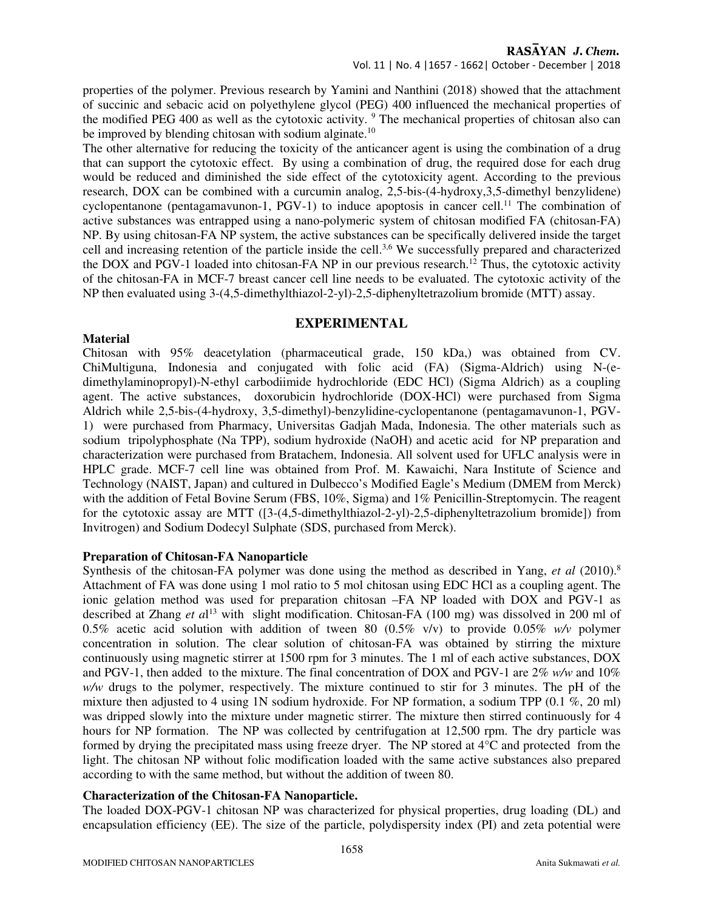properties of the polymer. Previous research by Yamini and Nanthini (2018) showed that the attachment of succinic and sebacic acid on polyethylene glycol (PEG) 400 influenced the mechanical properties of the modified PEG 400 as well as the cytotoxic activity. [9] The mechanical properties of chitosan also can be improved by blending chitosan with sodium alginate.[10]

The other alternative for reducing the toxicity of the anticancer agent is using the combination of a drug that can support the cytotoxic effect. By using a combination of drug, the required dose for each drug would be reduced and diminished the side effect of the cytotoxicity agent. According to the previous research, DOX can be combined with a curcumin analog, 2,5-bis-(4-hydroxy,3,5-dimethyl benzylidene) cyclopentanone (pentagamavunon-1, PGV-1) to induce apoptosis in cancer cell.[11] The combination of active substances was entrapped using a nano-polymeric system of chitosan modified FA (chitosan-FA) NP. By using chitosan-FA NP system, the active substances can be specifically delivered inside the target cell and increasing retention of the particle inside the cell.[3,6] We successfully prepared and characterized the DOX and PGV-1 loaded into chitosan-FA NP in our previous research.[12] Thus, the cytotoxic activity of the chitosan-FA in MCF-7 breast cancer cell line needs to be evaluated. The cytotoxic activity of the NP then evaluated using 3-(4,5-dimethylthiazol-2-yl)-2,5-diphenyltetrazolium bromide (MTT) assay.

## EXPERIMENTAL

### Material

Chitosan with 95% deacetylation (pharmaceutical grade, 150 kDa,) was obtained from CV. ChiMultiguna, Indonesia and conjugated with folic acid (FA) (Sigma-Aldrich) using N-(e-dimethylaminopropyl)-N-ethyl carbodiimide hydrochloride (EDC HCl) (Sigma Aldrich) as a coupling agent. The active substances, doxorubicin hydrochloride (DOX-HCl) were purchased from Sigma Aldrich while 2,5-bis-(4-hydroxy, 3,5-dimethyl)-benzylidine-cyclopentanone (pentagamavunon-1, PGV-1) were purchased from Pharmacy, Universitas Gadjah Mada, Indonesia. The other materials such as sodium tripolyphosphate (Na TPP), sodium hydroxide (NaOH) and acetic acid for NP preparation and characterization were purchased from Bratachem, Indonesia. All solvent used for UFLC analysis were in HPLC grade. MCF-7 cell line was obtained from Prof. M. Kawaichi, Nara Institute of Science and Technology (NAIST, Japan) and cultured in Dulbecco's Modified Eagle's Medium (DMEM from Merck) with the addition of Fetal Bovine Serum (FBS, 10%, Sigma) and 1% Penicillin-Streptomycin. The reagent for the cytotoxic assay are MTT ([3-(4,5-dimethylthiazol-2-yl)-2,5-diphenyltetrazolium bromide]) from Invitrogen) and Sodium Dodecyl Sulphate (SDS, purchased from Merck).

### Preparation of Chitosan-FA Nanoparticle

Synthesis of the chitosan-FA polymer was done using the method as described in Yang, *et al* (2010).[8] Attachment of FA was done using 1 mol ratio to 5 mol chitosan using EDC HCl as a coupling agent. The ionic gelation method was used for preparation chitosan –FA NP loaded with DOX and PGV-1 as described at Zhang *et al*[13] with slight modification. Chitosan-FA (100 mg) was dissolved in 200 ml of 0.5% acetic acid solution with addition of tween 80 (0.5% v/v) to provide 0.05% *w/v* polymer concentration in solution. The clear solution of chitosan-FA was obtained by stirring the mixture continuously using magnetic stirrer at 1500 rpm for 3 minutes. The 1 ml of each active substances, DOX and PGV-1, then added to the mixture. The final concentration of DOX and PGV-1 are 2% *w/w* and 10% *w/w* drugs to the polymer, respectively. The mixture continued to stir for 3 minutes. The pH of the mixture then adjusted to 4 using 1N sodium hydroxide. For NP formation, a sodium TPP (0.1 %, 20 ml) was dripped slowly into the mixture under magnetic stirrer. The mixture then stirred continuously for 4 hours for NP formation. The NP was collected by centrifugation at 12,500 rpm. The dry particle was formed by drying the precipitated mass using freeze dryer. The NP stored at 4°C and protected from the light. The chitosan NP without folic modification loaded with the same active substances also prepared according to with the same method, but without the addition of tween 80.

### Characterization of the Chitosan-FA Nanoparticle.

The loaded DOX-PGV-1 chitosan NP was characterized for physical properties, drug loading (DL) and encapsulation efficiency (EE). The size of the particle, polydispersity index (PI) and zeta potential were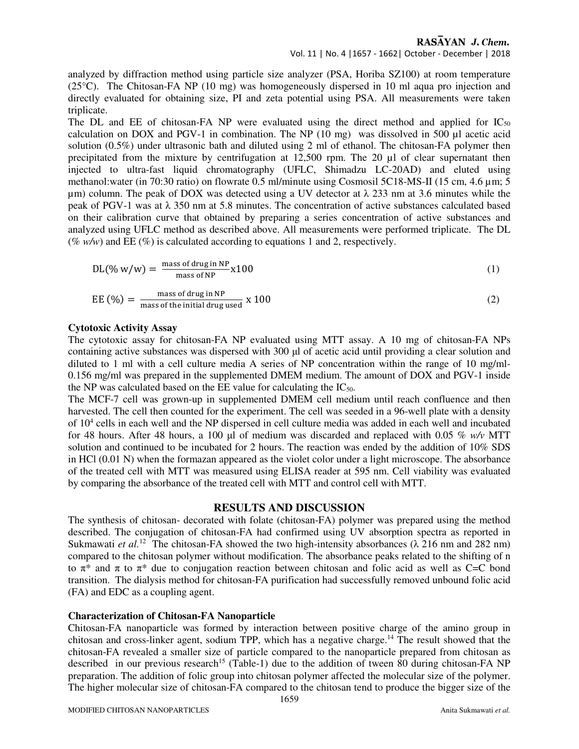analyzed by diffraction method using particle size analyzer (PSA, Horiba SZ100) at room temperature (25°C). The Chitosan-FA NP (10 mg) was homogeneously dispersed in 10 ml aqua pro injection and directly evaluated for obtaining size, PI and zeta potential using PSA. All measurements were taken triplicate.

The DL and EE of chitosan-FA NP were evaluated using the direct method and applied for $IC_{50}$ calculation on DOX and PGV-1 in combination. The NP (10 mg) was dissolved in 500 µl acetic acid solution (0.5%) under ultrasonic bath and diluted using 2 ml of ethanol. The chitosan-FA polymer then precipitated from the mixture by centrifugation at 12,500 rpm. The 20 µl of clear supernatant then injected to ultra-fast liquid chromatography (UFLC, Shimadzu LC-20AD) and eluted using methanol:water (in 70:30 ratio) on flowrate 0.5 ml/minute using Cosmosil 5C18-MS-II (15 cm, 4.6 µm; 5 µm) column. The peak of DOX was detected using a UV detector at λ 233 nm at 3.6 minutes while the peak of PGV-1 was at λ 350 nm at 5.8 minutes. The concentration of active substances calculated based on their calibration curve that obtained by preparing a series concentration of active substances and analyzed using UFLC method as described above. All measurements were performed triplicate. The DL (*% w/w*) and EE (%) is calculated according to equations 1 and 2, respectively.

$$\text{DL}(\%\ \text{w/w}) = \frac{\text{mass of drug in NP}}{\text{mass of NP}} \text{x} 100 \tag{1}$$

$$\text{EE}\ (\%) = \frac{\text{mass of drug in NP}}{\text{mass of the initial drug used}}\ \text{x}\ 100 \tag{2}$$

**Cytotoxic Activity Assay**

The cytotoxic assay for chitosan-FA NP evaluated using MTT assay. A 10 mg of chitosan-FA NPs containing active substances was dispersed with 300 µl of acetic acid until providing a clear solution and diluted to 1 ml with a cell culture media A series of NP concentration within the range of 10 mg/ml-0.156 mg/ml was prepared in the supplemented DMEM medium. The amount of DOX and PGV-1 inside the NP was calculated based on the EE value for calculating the $IC_{50}$.

The MCF-7 cell was grown-up in supplemented DMEM cell medium until reach confluence and then harvested. The cell then counted for the experiment. The cell was seeded in a 96-well plate with a density of $10^4$ cells in each well and the NP dispersed in cell culture media was added in each well and incubated for 48 hours. After 48 hours, a 100 µl of medium was discarded and replaced with 0.05 *% w/v* MTT solution and continued to be incubated for 2 hours. The reaction was ended by the addition of 10% SDS in HCl (0.01 N) when the formazan appeared as the violet color under a light microscope. The absorbance of the treated cell with MTT was measured using ELISA reader at 595 nm. Cell viability was evaluated by comparing the absorbance of the treated cell with MTT and control cell with MTT.

## RESULTS AND DISCUSSION

The synthesis of chitosan- decorated with folate (chitosan-FA) polymer was prepared using the method described. The conjugation of chitosan-FA had confirmed using UV absorption spectra as reported in Sukmawati *et al.*[12] The chitosan-FA showed the two high-intensity absorbances (λ 216 nm and 282 nm) compared to the chitosan polymer without modification. The absorbance peaks related to the shifting of n to π* and π to π* due to conjugation reaction between chitosan and folic acid as well as C=C bond transition. The dialysis method for chitosan-FA purification had successfully removed unbound folic acid (FA) and EDC as a coupling agent.

**Characterization of Chitosan-FA Nanoparticle**

Chitosan-FA nanoparticle was formed by interaction between positive charge of the amino group in chitosan and cross-linker agent, sodium TPP, which has a negative charge.[14] The result showed that the chitosan-FA revealed a smaller size of particle compared to the nanoparticle prepared from chitosan as described in our previous research[15] (Table-1) due to the addition of tween 80 during chitosan-FA NP preparation. The addition of folic group into chitosan polymer affected the molecular size of the polymer. The higher molecular size of chitosan-FA compared to the chitosan tend to produce the bigger size of the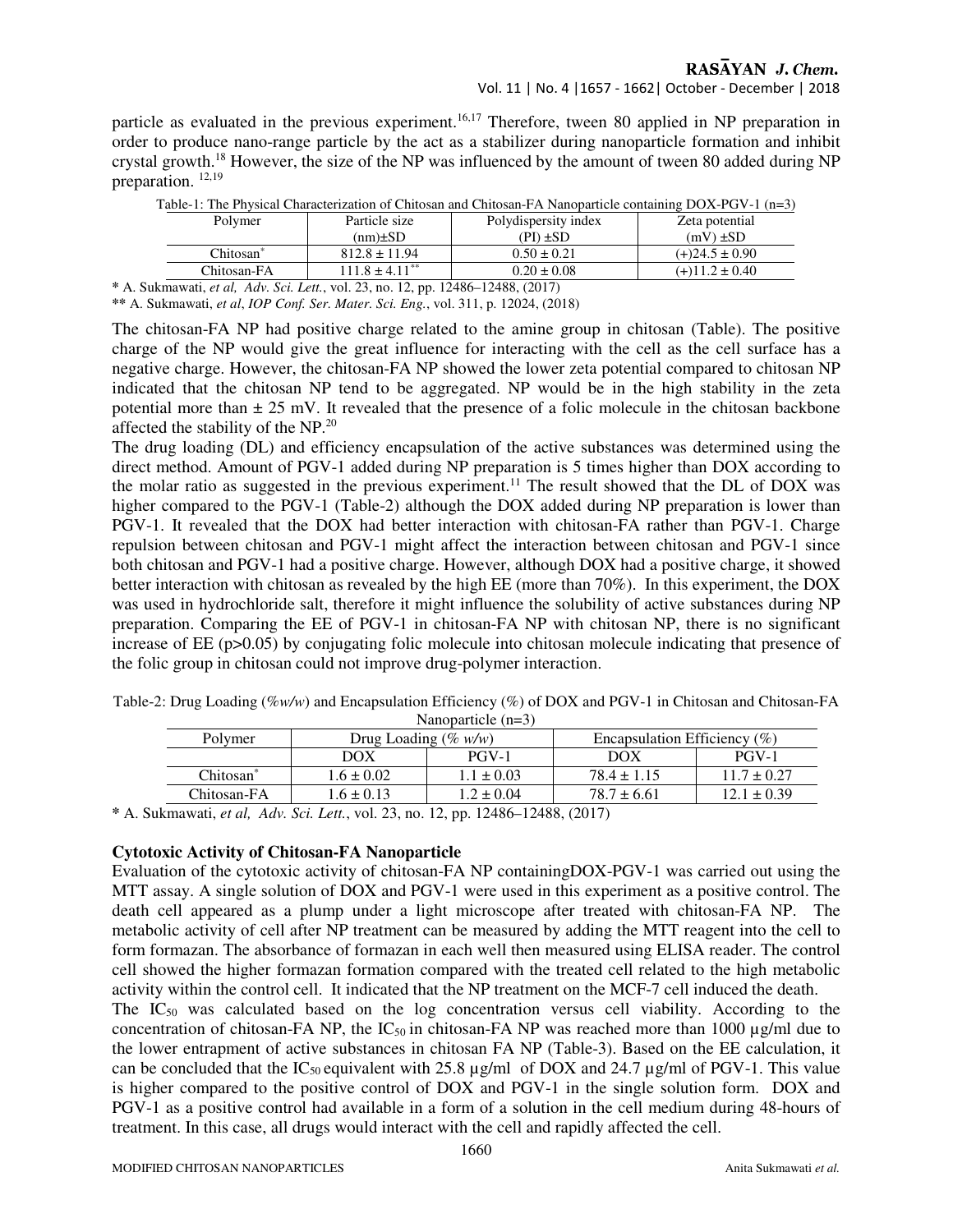particle as evaluated in the previous experiment.[16,17] Therefore, tween 80 applied in NP preparation in order to produce nano-range particle by the act as a stabilizer during nanoparticle formation and inhibit crystal growth.[18] However, the size of the NP was influenced by the amount of tween 80 added during NP preparation. [12,19]

Table-1: The Physical Characterization of Chitosan and Chitosan-FA Nanoparticle containing DOX-PGV-1 (n=3)

| Polymer | Particle size (nm)±SD | Polydispersity index (PI) ±SD | Zeta potential (mV) ±SD |
|---|---|---|---|
| Chitosan* | 812.8 ± 11.94 | 0.50 ± 0.21 | (+)24.5 ± 0.90 |
| Chitosan-FA | 111.8 ± 4.11** | 0.20 ± 0.08 | (+)11.2 ± 0.40 |

\* A. Sukmawati, *et al, Adv. Sci. Lett.*, vol. 23, no. 12, pp. 12486–12488, (2017)

** A. Sukmawati, *et al*, *IOP Conf. Ser. Mater. Sci. Eng.*, vol. 311, p. 12024, (2018)

The chitosan-FA NP had positive charge related to the amine group in chitosan (Table). The positive charge of the NP would give the great influence for interacting with the cell as the cell surface has a negative charge. However, the chitosan-FA NP showed the lower zeta potential compared to chitosan NP indicated that the chitosan NP tend to be aggregated. NP would be in the high stability in the zeta potential more than ± 25 mV. It revealed that the presence of a folic molecule in the chitosan backbone affected the stability of the NP.[20]

The drug loading (DL) and efficiency encapsulation of the active substances was determined using the direct method. Amount of PGV-1 added during NP preparation is 5 times higher than DOX according to the molar ratio as suggested in the previous experiment.[11] The result showed that the DL of DOX was higher compared to the PGV-1 (Table-2) although the DOX added during NP preparation is lower than PGV-1. It revealed that the DOX had better interaction with chitosan-FA rather than PGV-1. Charge repulsion between chitosan and PGV-1 might affect the interaction between chitosan and PGV-1 since both chitosan and PGV-1 had a positive charge. However, although DOX had a positive charge, it showed better interaction with chitosan as revealed by the high EE (more than 70%). In this experiment, the DOX was used in hydrochloride salt, therefore it might influence the solubility of active substances during NP preparation. Comparing the EE of PGV-1 in chitosan-FA NP with chitosan NP, there is no significant increase of EE ($p>0.05$) by conjugating folic molecule into chitosan molecule indicating that presence of the folic group in chitosan could not improve drug-polymer interaction.

Table-2: Drug Loading (*%w/w*) and Encapsulation Efficiency (%) of DOX and PGV-1 in Chitosan and Chitosan-FA Nanoparticle (n=3)

| Polymer | Drug Loading (*% w/w*) | | Encapsulation Efficiency (%) | |
|---|---|---|---|---|
| | DOX | PGV-1 | DOX | PGV-1 |
| Chitosan* | 1.6 ± 0.02 | 1.1 ± 0.03 | 78.4 ± 1.15 | 11.7 ± 0.27 |
| Chitosan-FA | 1.6 ± 0.13 | 1.2 ± 0.04 | 78.7 ± 6.61 | 12.1 ± 0.39 |

\* A. Sukmawati, *et al, Adv. Sci. Lett.*, vol. 23, no. 12, pp. 12486–12488, (2017)

**Cytotoxic Activity of Chitosan-FA Nanoparticle**

Evaluation of the cytotoxic activity of chitosan-FA NP containingDOX-PGV-1 was carried out using the MTT assay. A single solution of DOX and PGV-1 were used in this experiment as a positive control. The death cell appeared as a plump under a light microscope after treated with chitosan-FA NP. The metabolic activity of cell after NP treatment can be measured by adding the MTT reagent into the cell to form formazan. The absorbance of formazan in each well then measured using ELISA reader. The control cell showed the higher formazan formation compared with the treated cell related to the high metabolic activity within the control cell. It indicated that the NP treatment on the MCF-7 cell induced the death.

The $IC_{50}$ was calculated based on the log concentration versus cell viability. According to the concentration of chitosan-FA NP, the $IC_{50}$ in chitosan-FA NP was reached more than 1000 µg/ml due to the lower entrapment of active substances in chitosan FA NP (Table-3). Based on the EE calculation, it can be concluded that the $IC_{50}$ equivalent with 25.8 µg/ml of DOX and 24.7 µg/ml of PGV-1. This value is higher compared to the positive control of DOX and PGV-1 in the single solution form. DOX and PGV-1 as a positive control had available in a form of a solution in the cell medium during 48-hours of treatment. In this case, all drugs would interact with the cell and rapidly affected the cell.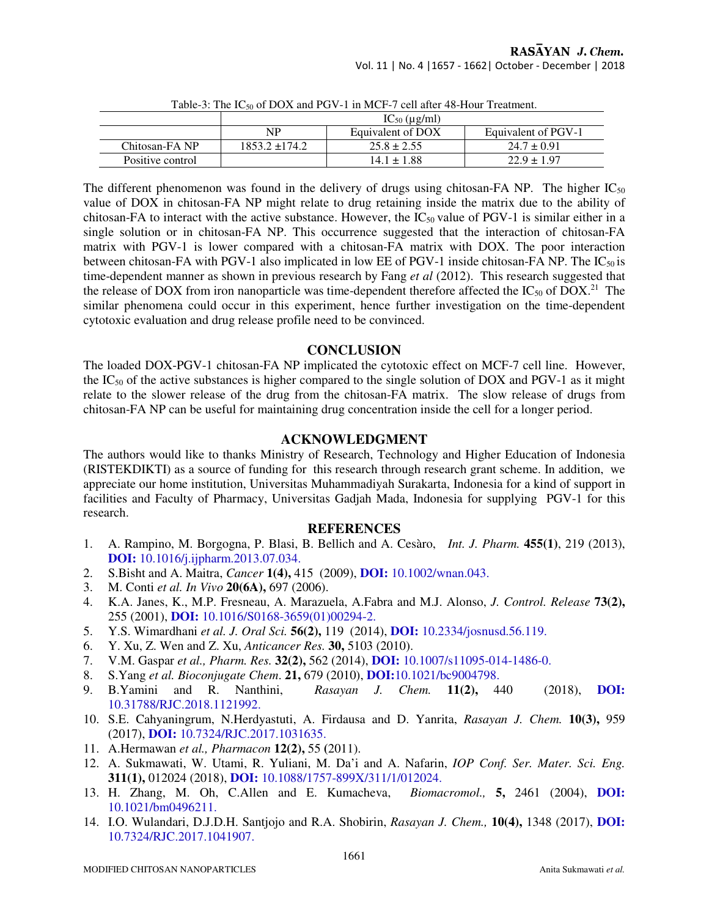Table-3: The $IC_{50}$ of DOX and PGV-1 in MCF-7 cell after 48-Hour Treatment.

| | $IC_{50}$ (µg/ml) | | |
|---|---|---|---|
| | NP | Equivalent of DOX | Equivalent of PGV-1 |
| Chitosan-FA NP | 1853.2 ±174.2 | 25.8 ± 2.55 | 24.7 ± 0.91 |
| Positive control | | 14.1 ± 1.88 | 22.9 ± 1.97 |

The different phenomenon was found in the delivery of drugs using chitosan-FA NP. The higher $IC_{50}$ value of DOX in chitosan-FA NP might relate to drug retaining inside the matrix due to the ability of chitosan-FA to interact with the active substance. However, the $IC_{50}$ value of PGV-1 is similar either in a single solution or in chitosan-FA NP. This occurrence suggested that the interaction of chitosan-FA matrix with PGV-1 is lower compared with a chitosan-FA matrix with DOX. The poor interaction between chitosan-FA with PGV-1 also implicated in low EE of PGV-1 inside chitosan-FA NP. The $IC_{50}$ is time-dependent manner as shown in previous research by Fang *et al* (2012). This research suggested that the release of DOX from iron nanoparticle was time-dependent therefore affected the $IC_{50}$ of DOX.[21] The similar phenomena could occur in this experiment, hence further investigation on the time-dependent cytotoxic evaluation and drug release profile need to be convinced.

## CONCLUSION

The loaded DOX-PGV-1 chitosan-FA NP implicated the cytotoxic effect on MCF-7 cell line. However, the $IC_{50}$ of the active substances is higher compared to the single solution of DOX and PGV-1 as it might relate to the slower release of the drug from the chitosan-FA matrix. The slow release of drugs from chitosan-FA NP can be useful for maintaining drug concentration inside the cell for a longer period.

## ACKNOWLEDGMENT

The authors would like to thanks Ministry of Research, Technology and Higher Education of Indonesia (RISTEKDIKTI) as a source of funding for this research through research grant scheme. In addition, we appreciate our home institution, Universitas Muhammadiyah Surakarta, Indonesia for a kind of support in facilities and Faculty of Pharmacy, Universitas Gadjah Mada, Indonesia for supplying PGV-1 for this research.

## REFERENCES

1. A. Rampino, M. Borgogna, P. Blasi, B. Bellich and A. Cesàro, *Int. J. Pharm.* **455(1)**, 219 (2013), **DOI:** 10.1016/j.ijpharm.2013.07.034.
2. S.Bisht and A. Maitra, *Cancer* **1(4),** 415 (2009), **DOI:** 10.1002/wnan.043.
3. M. Conti *et al. In Vivo* **20(6A),** 697 (2006).
4. K.A. Janes, K., M.P. Fresneau, A. Marazuela, A.Fabra and M.J. Alonso, *J. Control. Release* **73(2),** 255 (2001), **DOI:** 10.1016/S0168-3659(01)00294-2.
5. Y.S. Wimardhani *et al. J. Oral Sci.* **56(2),** 119 (2014), **DOI:** 10.2334/josnusd.56.119.
6. Y. Xu, Z. Wen and Z. Xu, *Anticancer Res.* **30,** 5103 (2010).
7. V.M. Gaspar *et al., Pharm. Res.* **32(2),** 562 (2014), **DOI:** 10.1007/s11095-014-1486-0.
8. S.Yang *et al. Bioconjugate Chem*. **21,** 679 (2010), **DOI:**10.1021/bc9004798.
9. B.Yamini and R. Nanthini, *Rasayan J. Chem.* **11(2),** 440 (2018), **DOI:** 10.31788/RJC.2018.1121992.
10. S.E. Cahyaningrum, N.Herdyastuti, A. Firdausa and D. Yanrita, *Rasayan J. Chem.* **10(3),** 959 (2017), **DOI:** 10.7324/RJC.2017.1031635.
11. A.Hermawan *et al., Pharmacon* **12(2),** 55 (2011).
12. A. Sukmawati, W. Utami, R. Yuliani, M. Da'i and A. Nafarin, *IOP Conf. Ser. Mater. Sci. Eng.* **311(1),** 012024 (2018), **DOI:** 10.1088/1757-899X/311/1/012024.
13. H. Zhang, M. Oh, C.Allen and E. Kumacheva, *Biomacromol.,* **5,** 2461 (2004), **DOI:** 10.1021/bm0496211.
14. I.O. Wulandari, D.J.D.H. Santjojo and R.A. Shobirin, *Rasayan J. Chem.,* **10(4),** 1348 (2017), **DOI:** 10.7324/RJC.2017.1041907.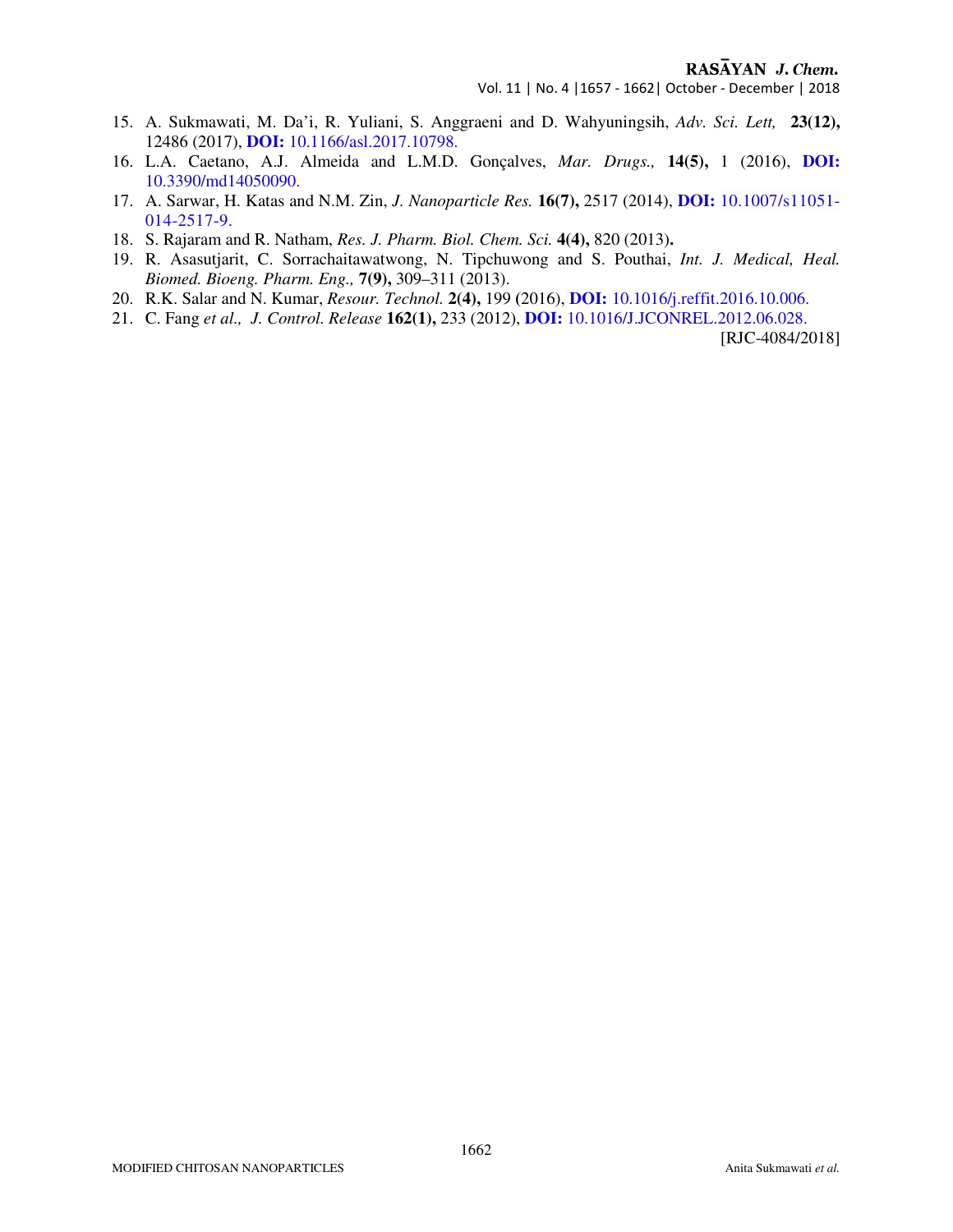15. A. Sukmawati, M. Da'i, R. Yuliani, S. Anggraeni and D. Wahyuningsih, *Adv. Sci. Lett,* **23(12),** 12486 (2017), **DOI:** 10.1166/asl.2017.10798.
16. L.A. Caetano, A.J. Almeida and L.M.D. Gonçalves, *Mar. Drugs.,* **14(5),** 1 (2016), **DOI:** 10.3390/md14050090.
17. A. Sarwar, H. Katas and N.M. Zin, *J. Nanoparticle Res.* **16(7),** 2517 (2014), **DOI:** 10.1007/s11051-014-2517-9.
18. S. Rajaram and R. Natham, *Res. J. Pharm. Biol. Chem. Sci.* **4(4),** 820 (2013)**.**
19. R. Asasutjarit, C. Sorrachaitawatwong, N. Tipchuwong and S. Pouthai, *Int. J. Medical, Heal. Biomed. Bioeng. Pharm. Eng.,* **7(9),** 309–311 (2013).
20. R.K. Salar and N. Kumar, *Resour. Technol.* **2(4),** 199 (2016), **DOI:** 10.1016/j.reffit.2016.10.006.
21. C. Fang *et al., J. Control. Release* **162(1),** 233 (2012), **DOI:** 10.1016/J.JCONREL.2012.06.028.

[RJC-4084/2018]